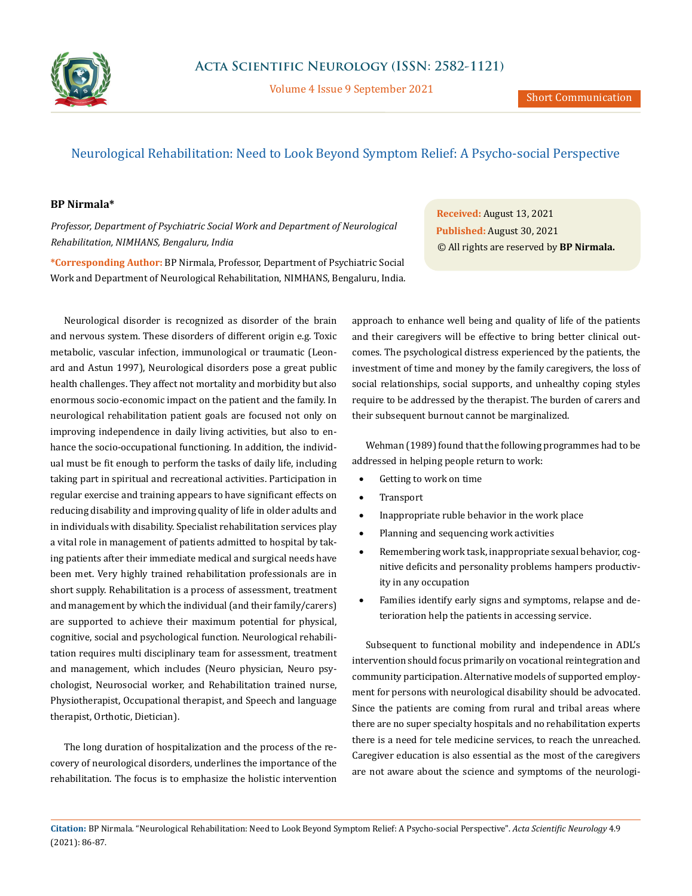# Neurological Rehabilitation: Need to Look Beyond Symptom Relief: A Psycho-social Perspective

**BP Nirmala***

*Professor, Department of Psychiatric Social Work and Department of Neurological Rehabilitation, NIMHANS, Bengaluru, India*

***Corresponding Author:** BP Nirmala, Professor, Department of Psychiatric Social Work and Department of Neurological Rehabilitation, NIMHANS, Bengaluru, India.

**Received:** August 13, 2021
**Published:** August 30, 2021
© All rights are reserved by **BP Nirmala.**

Neurological disorder is recognized as disorder of the brain and nervous system. These disorders of different origin e.g. Toxic metabolic, vascular infection, immunological or traumatic (Leonard and Astun 1997), Neurological disorders pose a great public health challenges. They affect not mortality and morbidity but also enormous socio-economic impact on the patient and the family. In neurological rehabilitation patient goals are focused not only on improving independence in daily living activities, but also to enhance the socio-occupational functioning. In addition, the individual must be fit enough to perform the tasks of daily life, including taking part in spiritual and recreational activities. Participation in regular exercise and training appears to have significant effects on reducing disability and improving quality of life in older adults and in individuals with disability. Specialist rehabilitation services play a vital role in management of patients admitted to hospital by taking patients after their immediate medical and surgical needs have been met. Very highly trained rehabilitation professionals are in short supply. Rehabilitation is a process of assessment, treatment and management by which the individual (and their family/carers) are supported to achieve their maximum potential for physical, cognitive, social and psychological function. Neurological rehabilitation requires multi disciplinary team for assessment, treatment and management, which includes (Neuro physician, Neuro psychologist, Neurosocial worker, and Rehabilitation trained nurse, Physiotherapist, Occupational therapist, and Speech and language therapist, Orthotic, Dietician).

The long duration of hospitalization and the process of the recovery of neurological disorders, underlines the importance of the rehabilitation. The focus is to emphasize the holistic intervention approach to enhance well being and quality of life of the patients and their caregivers will be effective to bring better clinical outcomes. The psychological distress experienced by the patients, the investment of time and money by the family caregivers, the loss of social relationships, social supports, and unhealthy coping styles require to be addressed by the therapist. The burden of carers and their subsequent burnout cannot be marginalized.

Wehman (1989) found that the following programmes had to be addressed in helping people return to work:

- Getting to work on time
- Transport
- Inappropriate ruble behavior in the work place
- Planning and sequencing work activities
- Remembering work task, inappropriate sexual behavior, cognitive deficits and personality problems hampers productivity in any occupation
- Families identify early signs and symptoms, relapse and deterioration help the patients in accessing service.

Subsequent to functional mobility and independence in ADL's intervention should focus primarily on vocational reintegration and community participation. Alternative models of supported employment for persons with neurological disability should be advocated. Since the patients are coming from rural and tribal areas where there are no super specialty hospitals and no rehabilitation experts there is a need for tele medicine services, to reach the unreached. Caregiver education is also essential as the most of the caregivers are not aware about the science and symptoms of the neurologi-

**Citation:** BP Nirmala. "Neurological Rehabilitation: Need to Look Beyond Symptom Relief: A Psycho-social Perspective". *Acta Scientific Neurology* 4.9 (2021): 86-87.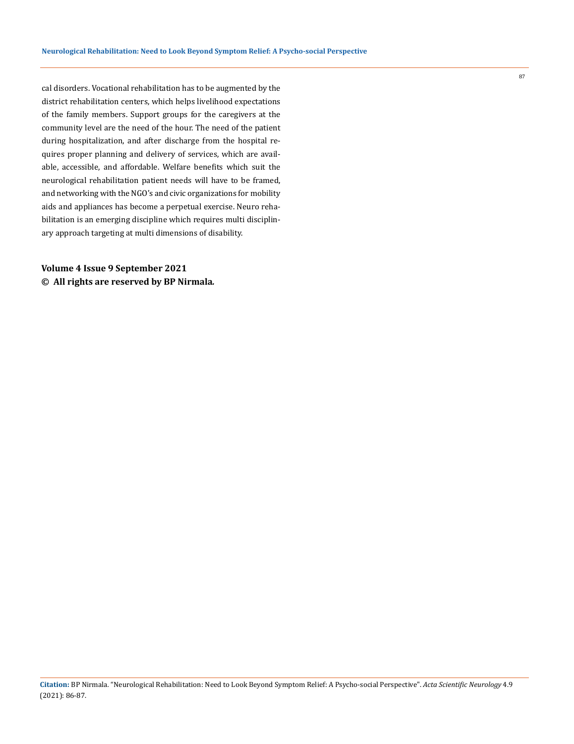cal disorders. Vocational rehabilitation has to be augmented by the district rehabilitation centers, which helps livelihood expectations of the family members. Support groups for the caregivers at the community level are the need of the hour. The need of the patient during hospitalization, and after discharge from the hospital requires proper planning and delivery of services, which are available, accessible, and affordable. Welfare benefits which suit the neurological rehabilitation patient needs will have to be framed, and networking with the NGO's and civic organizations for mobility aids and appliances has become a perpetual exercise. Neuro rehabilitation is an emerging discipline which requires multi disciplinary approach targeting at multi dimensions of disability.

**Volume 4 Issue 9 September 2021**
**© All rights are reserved by BP Nirmala.**